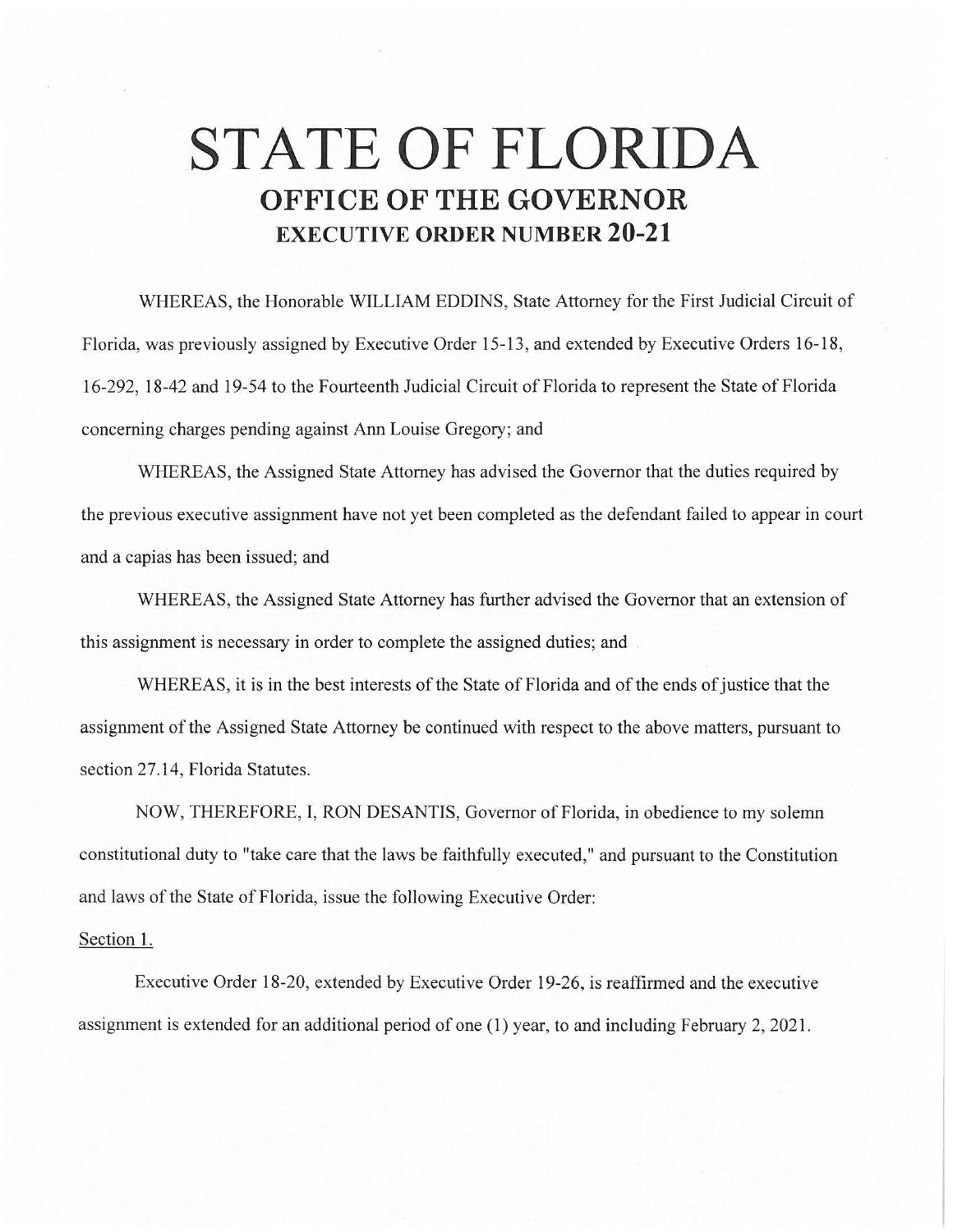# STATE OF FLORIDA

## OFFICE OF THE GOVERNOR

### EXECUTIVE ORDER NUMBER 20-21

WHEREAS, the Honorable WILLIAM EDDINS, State Attorney for the First Judicial Circuit of Florida, was previously assigned by Executive Order 15-13, and extended by Executive Orders 16-18, 16-292, 18-42 and 19-54 to the Fourteenth Judicial Circuit of Florida to represent the State of Florida concerning charges pending against Ann Louise Gregory; and

WHEREAS, the Assigned State Attorney has advised the Governor that the duties required by the previous executive assignment have not yet been completed as the defendant failed to appear in court and a capias has been issued; and

WHEREAS, the Assigned State Attorney has further advised the Governor that an extension of this assignment is necessary in order to complete the assigned duties; and

WHEREAS, it is in the best interests of the State of Florida and of the ends of justice that the assignment of the Assigned State Attorney be continued with respect to the above matters, pursuant to section 27.14, Florida Statutes.

NOW, THEREFORE, I, RON DESANTIS, Governor of Florida, in obedience to my solemn constitutional duty to "take care that the laws be faithfully executed," and pursuant to the Constitution and laws of the State of Florida, issue the following Executive Order:

Section 1.

Executive Order 18-20, extended by Executive Order 19-26, is reaffirmed and the executive assignment is extended for an additional period of one (1) year, to and including February 2, 2021.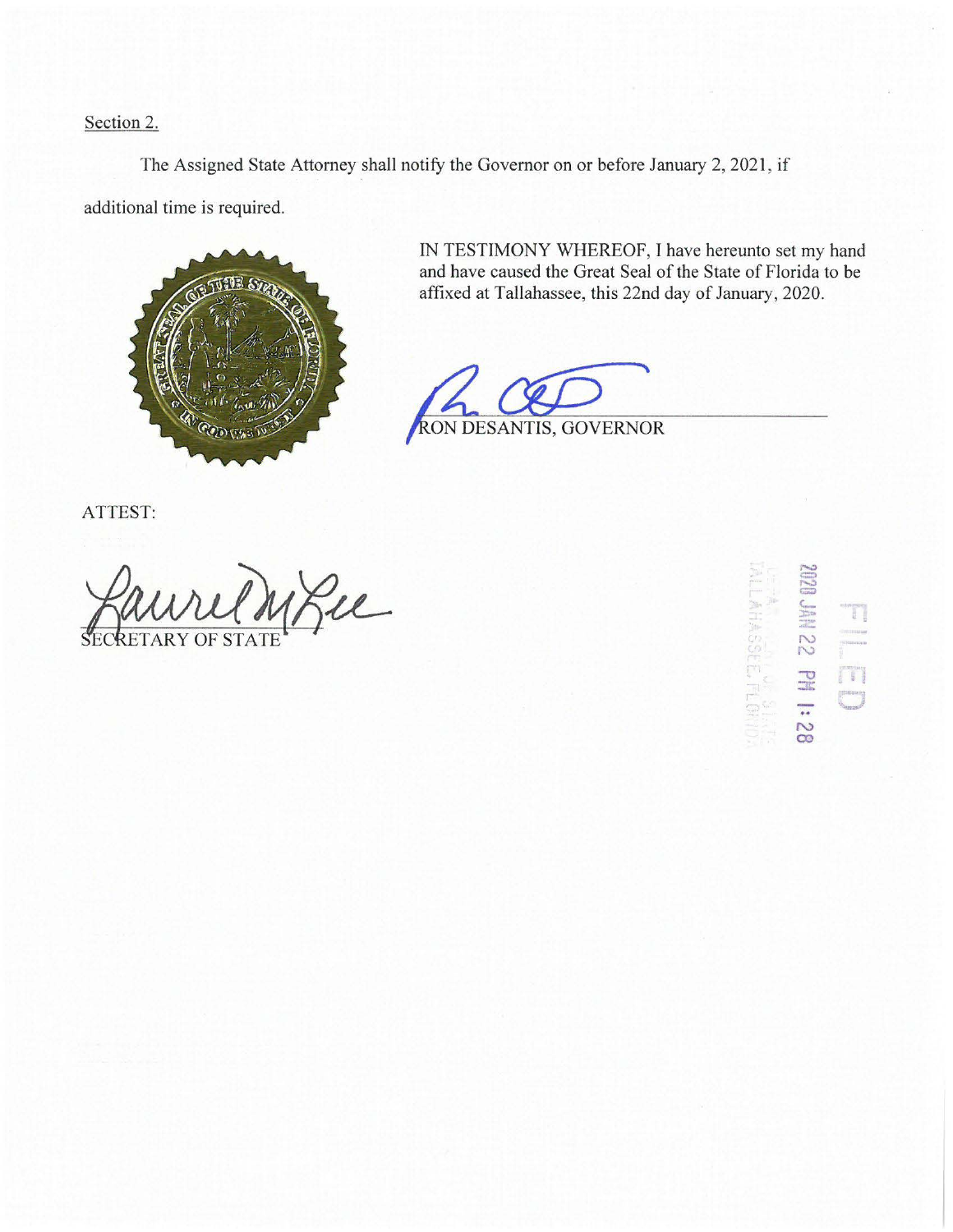Section 2.

The Assigned State Attorney shall notify the Governor on or before January 2, 2021, if additional time is required.

IN TESTIMONY WHEREOF, I have hereunto set my hand and have caused the Great Seal of the State of Florida to be affixed at Tallahassee, this 22nd day of January, 2020.

RON DESANTIS, GOVERNOR

ATTEST:

SECRETARY OF STATE

FILED

2020 JAN 22 PM 1:28

DEPARTMENT OF STATE
TALLAHASSEE, FLORIDA